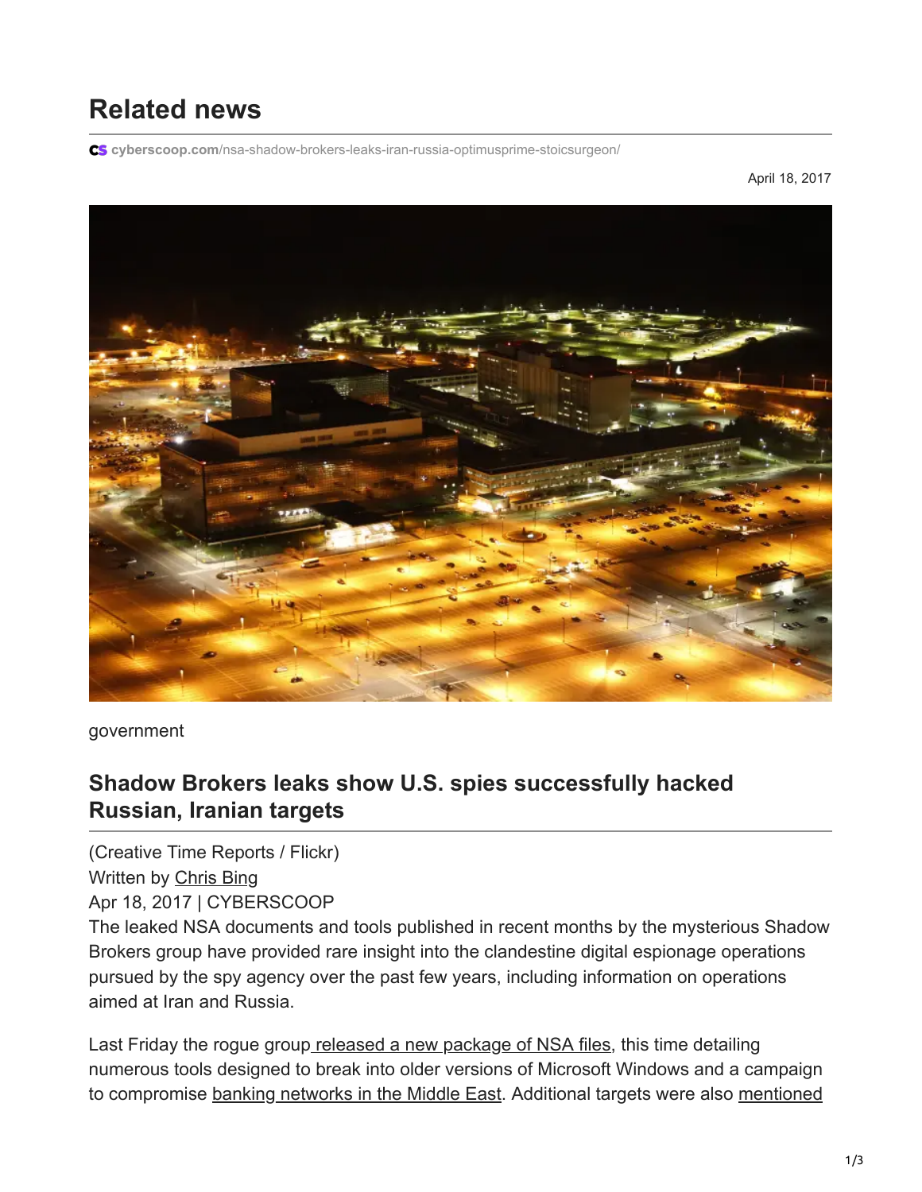# Related news

cyberscoop.com/nsa-shadow-brokers-leaks-iran-russia-optimusprime-stoicsurgeon/

April 18, 2017

government

## Shadow Brokers leaks show U.S. spies successfully hacked Russian, Iranian targets

(Creative Time Reports / Flickr)
Written by Chris Bing
Apr 18, 2017 | CYBERSCOOP

The leaked NSA documents and tools published in recent months by the mysterious Shadow Brokers group have provided rare insight into the clandestine digital espionage operations pursued by the spy agency over the past few years, including information on operations aimed at Iran and Russia.

Last Friday the rogue group released a new package of NSA files, this time detailing numerous tools designed to break into older versions of Microsoft Windows and a campaign to compromise banking networks in the Middle East. Additional targets were also mentioned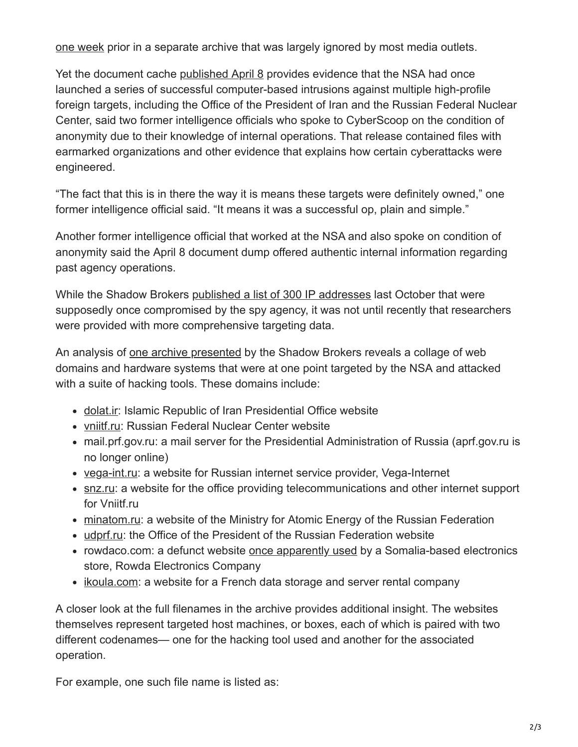one week prior in a separate archive that was largely ignored by most media outlets.

Yet the document cache published April 8 provides evidence that the NSA had once launched a series of successful computer-based intrusions against multiple high-profile foreign targets, including the Office of the President of Iran and the Russian Federal Nuclear Center, said two former intelligence officials who spoke to CyberScoop on the condition of anonymity due to their knowledge of internal operations. That release contained files with earmarked organizations and other evidence that explains how certain cyberattacks were engineered.

"The fact that this is in there the way it is means these targets were definitely owned," one former intelligence official said. "It means it was a successful op, plain and simple."

Another former intelligence official that worked at the NSA and also spoke on condition of anonymity said the April 8 document dump offered authentic internal information regarding past agency operations.

While the Shadow Brokers published a list of 300 IP addresses last October that were supposedly once compromised by the spy agency, it was not until recently that researchers were provided with more comprehensive targeting data.

An analysis of one archive presented by the Shadow Brokers reveals a collage of web domains and hardware systems that were at one point targeted by the NSA and attacked with a suite of hacking tools. These domains include:

- dolat.ir: Islamic Republic of Iran Presidential Office website
- vniitf.ru: Russian Federal Nuclear Center website
- mail.prf.gov.ru: a mail server for the Presidential Administration of Russia (aprf.gov.ru is no longer online)
- vega-int.ru: a website for Russian internet service provider, Vega-Internet
- snz.ru: a website for the office providing telecommunications and other internet support for Vniitf.ru
- minatom.ru: a website of the Ministry for Atomic Energy of the Russian Federation
- udprf.ru: the Office of the President of the Russian Federation website
- rowdaco.com: a defunct website once apparently used by a Somalia-based electronics store, Rowda Electronics Company
- ikoula.com: a website for a French data storage and server rental company

A closer look at the full filenames in the archive provides additional insight. The websites themselves represent targeted host machines, or boxes, each of which is paired with two different codenames— one for the hacking tool used and another for the associated operation.

For example, one such file name is listed as: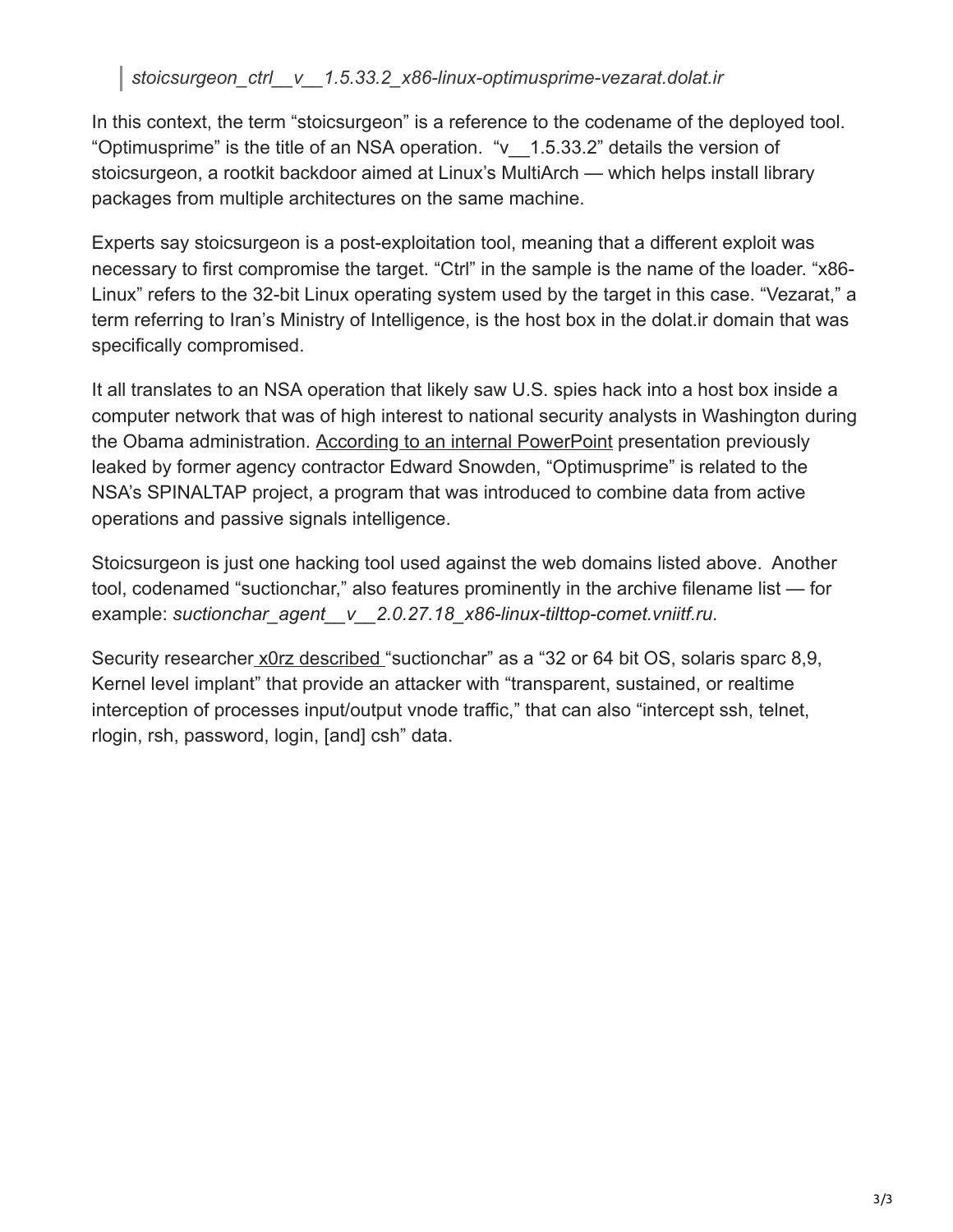> *stoicsurgeon_ctrl__v__1.5.33.2_x86-linux-optimusprime-vezarat.dolat.ir*

In this context, the term "stoicsurgeon" is a reference to the codename of the deployed tool. "Optimusprime" is the title of an NSA operation. "v__1.5.33.2" details the version of stoicsurgeon, a rootkit backdoor aimed at Linux's MultiArch — which helps install library packages from multiple architectures on the same machine.

Experts say stoicsurgeon is a post-exploitation tool, meaning that a different exploit was necessary to first compromise the target. "Ctrl" in the sample is the name of the loader. "x86-Linux" refers to the 32-bit Linux operating system used by the target in this case. "Vezarat," a term referring to Iran's Ministry of Intelligence, is the host box in the dolat.ir domain that was specifically compromised.

It all translates to an NSA operation that likely saw U.S. spies hack into a host box inside a computer network that was of high interest to national security analysts in Washington during the Obama administration. According to an internal PowerPoint presentation previously leaked by former agency contractor Edward Snowden, "Optimusprime" is related to the NSA's SPINALTAP project, a program that was introduced to combine data from active operations and passive signals intelligence.

Stoicsurgeon is just one hacking tool used against the web domains listed above. Another tool, codenamed "suctionchar," also features prominently in the archive filename list — for example: *suctionchar_agent__v__2.0.27.18_x86-linux-tilttop-comet.vniitf.ru*.

Security researcher x0rz described "suctionchar" as a "32 or 64 bit OS, solaris sparc 8,9, Kernel level implant" that provide an attacker with "transparent, sustained, or realtime interception of processes input/output vnode traffic," that can also "intercept ssh, telnet, rlogin, rsh, password, login, [and] csh" data.